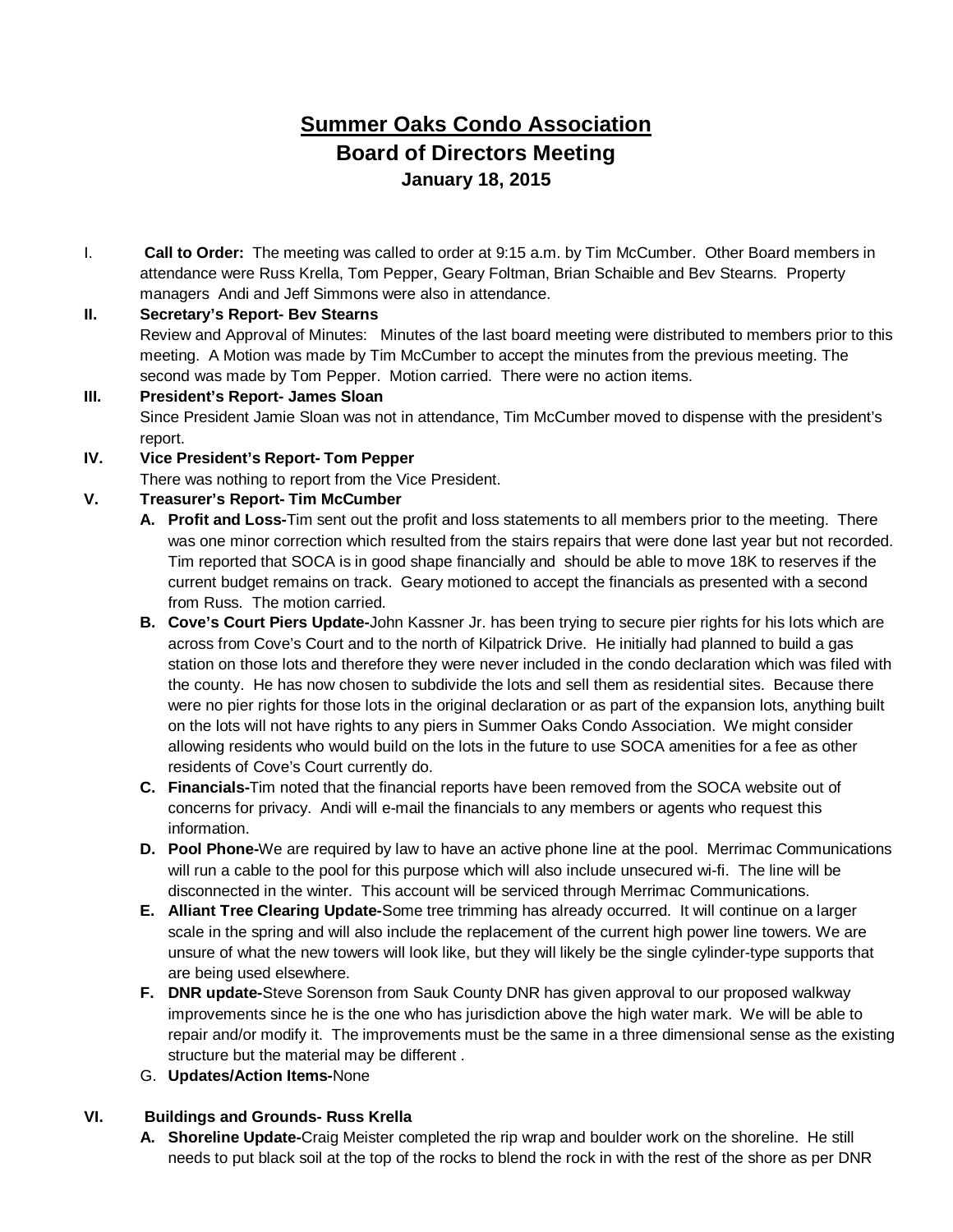# Summer Oaks Condo Association

## Board of Directors Meeting

### January 18, 2015

I. **Call to Order:** The meeting was called to order at 9:15 a.m. by Tim McCumber. Other Board members in attendance were Russ Krella, Tom Pepper, Geary Foltman, Brian Schaible and Bev Stearns. Property managers Andi and Jeff Simmons were also in attendance.

**II. Secretary's Report- Bev Stearns**

Review and Approval of Minutes: Minutes of the last board meeting were distributed to members prior to this meeting. A Motion was made by Tim McCumber to accept the minutes from the previous meeting. The second was made by Tom Pepper. Motion carried. There were no action items.

**III. President's Report- James Sloan**

Since President Jamie Sloan was not in attendance, Tim McCumber moved to dispense with the president's report.

**IV. Vice President's Report- Tom Pepper**

There was nothing to report from the Vice President.

**V. Treasurer's Report- Tim McCumber**

- **A. Profit and Loss-**Tim sent out the profit and loss statements to all members prior to the meeting. There was one minor correction which resulted from the stairs repairs that were done last year but not recorded. Tim reported that SOCA is in good shape financially and should be able to move 18K to reserves if the current budget remains on track. Geary motioned to accept the financials as presented with a second from Russ. The motion carried.
- **B. Cove's Court Piers Update-**John Kassner Jr. has been trying to secure pier rights for his lots which are across from Cove's Court and to the north of Kilpatrick Drive. He initially had planned to build a gas station on those lots and therefore they were never included in the condo declaration which was filed with the county. He has now chosen to subdivide the lots and sell them as residential sites. Because there were no pier rights for those lots in the original declaration or as part of the expansion lots, anything built on the lots will not have rights to any piers in Summer Oaks Condo Association. We might consider allowing residents who would build on the lots in the future to use SOCA amenities for a fee as other residents of Cove's Court currently do.
- **C. Financials-**Tim noted that the financial reports have been removed from the SOCA website out of concerns for privacy. Andi will e-mail the financials to any members or agents who request this information.
- **D. Pool Phone-**We are required by law to have an active phone line at the pool. Merrimac Communications will run a cable to the pool for this purpose which will also include unsecured wi-fi. The line will be disconnected in the winter. This account will be serviced through Merrimac Communications.
- **E. Alliant Tree Clearing Update-**Some tree trimming has already occurred. It will continue on a larger scale in the spring and will also include the replacement of the current high power line towers. We are unsure of what the new towers will look like, but they will likely be the single cylinder-type supports that are being used elsewhere.
- **F. DNR update-**Steve Sorenson from Sauk County DNR has given approval to our proposed walkway improvements since he is the one who has jurisdiction above the high water mark. We will be able to repair and/or modify it. The improvements must be the same in a three dimensional sense as the existing structure but the material may be different .
- G. **Updates/Action Items-**None

**VI. Buildings and Grounds- Russ Krella**

- **A. Shoreline Update-**Craig Meister completed the rip wrap and boulder work on the shoreline. He still needs to put black soil at the top of the rocks to blend the rock in with the rest of the shore as per DNR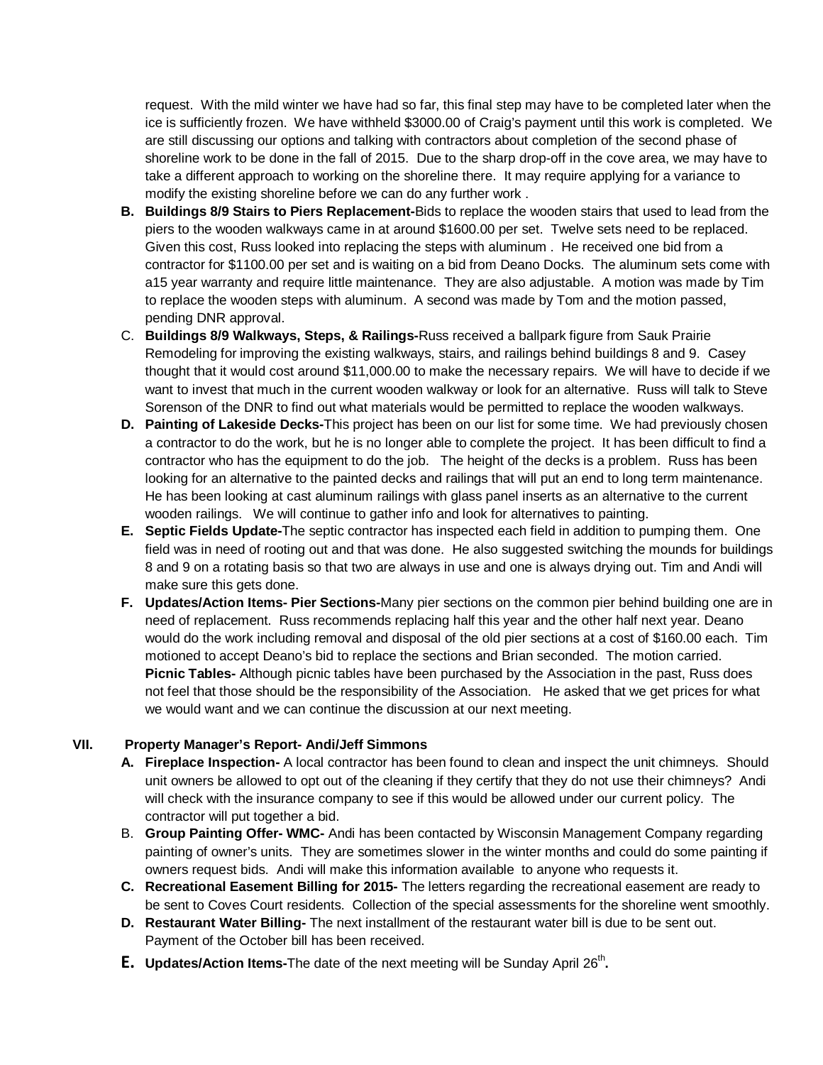request. With the mild winter we have had so far, this final step may have to be completed later when the ice is sufficiently frozen. We have withheld $3000.00 of Craig's payment until this work is completed. We are still discussing our options and talking with contractors about completion of the second phase of shoreline work to be done in the fall of 2015. Due to the sharp drop-off in the cove area, we may have to take a different approach to working on the shoreline there. It may require applying for a variance to modify the existing shoreline before we can do any further work .

B. **Buildings 8/9 Stairs to Piers Replacement-**Bids to replace the wooden stairs that used to lead from the piers to the wooden walkways came in at around $1600.00 per set. Twelve sets need to be replaced. Given this cost, Russ looked into replacing the steps with aluminum . He received one bid from a contractor for $1100.00 per set and is waiting on a bid from Deano Docks. The aluminum sets come with a15 year warranty and require little maintenance. They are also adjustable. A motion was made by Tim to replace the wooden steps with aluminum. A second was made by Tom and the motion passed, pending DNR approval.

C. **Buildings 8/9 Walkways, Steps, & Railings-**Russ received a ballpark figure from Sauk Prairie Remodeling for improving the existing walkways, stairs, and railings behind buildings 8 and 9. Casey thought that it would cost around $11,000.00 to make the necessary repairs. We will have to decide if we want to invest that much in the current wooden walkway or look for an alternative. Russ will talk to Steve Sorenson of the DNR to find out what materials would be permitted to replace the wooden walkways.

D. **Painting of Lakeside Decks-**This project has been on our list for some time. We had previously chosen a contractor to do the work, but he is no longer able to complete the project. It has been difficult to find a contractor who has the equipment to do the job. The height of the decks is a problem. Russ has been looking for an alternative to the painted decks and railings that will put an end to long term maintenance. He has been looking at cast aluminum railings with glass panel inserts as an alternative to the current wooden railings. We will continue to gather info and look for alternatives to painting.

E. **Septic Fields Update-**The septic contractor has inspected each field in addition to pumping them. One field was in need of rooting out and that was done. He also suggested switching the mounds for buildings 8 and 9 on a rotating basis so that two are always in use and one is always drying out. Tim and Andi will make sure this gets done.

F. **Updates/Action Items- Pier Sections-**Many pier sections on the common pier behind building one are in need of replacement. Russ recommends replacing half this year and the other half next year. Deano would do the work including removal and disposal of the old pier sections at a cost of $160.00 each. Tim motioned to accept Deano's bid to replace the sections and Brian seconded. The motion carried.
**Picnic Tables-** Although picnic tables have been purchased by the Association in the past, Russ does not feel that those should be the responsibility of the Association. He asked that we get prices for what we would want and we can continue the discussion at our next meeting.

## VII. Property Manager's Report- Andi/Jeff Simmons

A. **Fireplace Inspection-** A local contractor has been found to clean and inspect the unit chimneys. Should unit owners be allowed to opt out of the cleaning if they certify that they do not use their chimneys? Andi will check with the insurance company to see if this would be allowed under our current policy. The contractor will put together a bid.

B. **Group Painting Offer- WMC-** Andi has been contacted by Wisconsin Management Company regarding painting of owner's units. They are sometimes slower in the winter months and could do some painting if owners request bids. Andi will make this information available to anyone who requests it.

C. **Recreational Easement Billing for 2015-** The letters regarding the recreational easement are ready to be sent to Coves Court residents. Collection of the special assessments for the shoreline went smoothly.

D. **Restaurant Water Billing-** The next installment of the restaurant water bill is due to be sent out. Payment of the October bill has been received.

E. **Updates/Action Items-**The date of the next meeting will be Sunday April 26th**.**